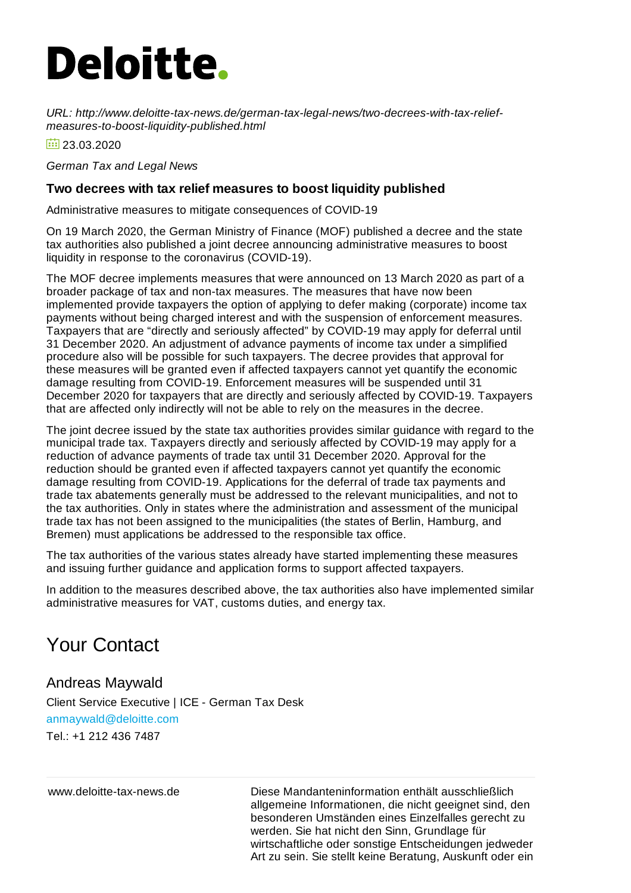# Deloitte.

*URL: http://www.deloitte-tax-news.de/german-tax-legal-news/two-decrees-with-tax-relief-measures-to-boost-liquidity-published.html*

23.03.2020

*German Tax and Legal News*

### Two decrees with tax relief measures to boost liquidity published

Administrative measures to mitigate consequences of COVID-19

On 19 March 2020, the German Ministry of Finance (MOF) published a decree and the state tax authorities also published a joint decree announcing administrative measures to boost liquidity in response to the coronavirus (COVID-19).

The MOF decree implements measures that were announced on 13 March 2020 as part of a broader package of tax and non-tax measures. The measures that have now been implemented provide taxpayers the option of applying to defer making (corporate) income tax payments without being charged interest and with the suspension of enforcement measures. Taxpayers that are "directly and seriously affected" by COVID-19 may apply for deferral until 31 December 2020. An adjustment of advance payments of income tax under a simplified procedure also will be possible for such taxpayers. The decree provides that approval for these measures will be granted even if affected taxpayers cannot yet quantify the economic damage resulting from COVID-19. Enforcement measures will be suspended until 31 December 2020 for taxpayers that are directly and seriously affected by COVID-19. Taxpayers that are affected only indirectly will not be able to rely on the measures in the decree.

The joint decree issued by the state tax authorities provides similar guidance with regard to the municipal trade tax. Taxpayers directly and seriously affected by COVID-19 may apply for a reduction of advance payments of trade tax until 31 December 2020. Approval for the reduction should be granted even if affected taxpayers cannot yet quantify the economic damage resulting from COVID-19. Applications for the deferral of trade tax payments and trade tax abatements generally must be addressed to the relevant municipalities, and not to the tax authorities. Only in states where the administration and assessment of the municipal trade tax has not been assigned to the municipalities (the states of Berlin, Hamburg, and Bremen) must applications be addressed to the responsible tax office.

The tax authorities of the various states already have started implementing these measures and issuing further guidance and application forms to support affected taxpayers.

In addition to the measures described above, the tax authorities also have implemented similar administrative measures for VAT, customs duties, and energy tax.

## Your Contact

### Andreas Maywald

Client Service Executive | ICE - German Tax Desk

anmaywald@deloitte.com

Tel.: +1 212 436 7487

www.deloitte-tax-news.de

Diese Mandanteninformation enthält ausschließlich allgemeine Informationen, die nicht geeignet sind, den besonderen Umständen eines Einzelfalles gerecht zu werden. Sie hat nicht den Sinn, Grundlage für wirtschaftliche oder sonstige Entscheidungen jedweder Art zu sein. Sie stellt keine Beratung, Auskunft oder ein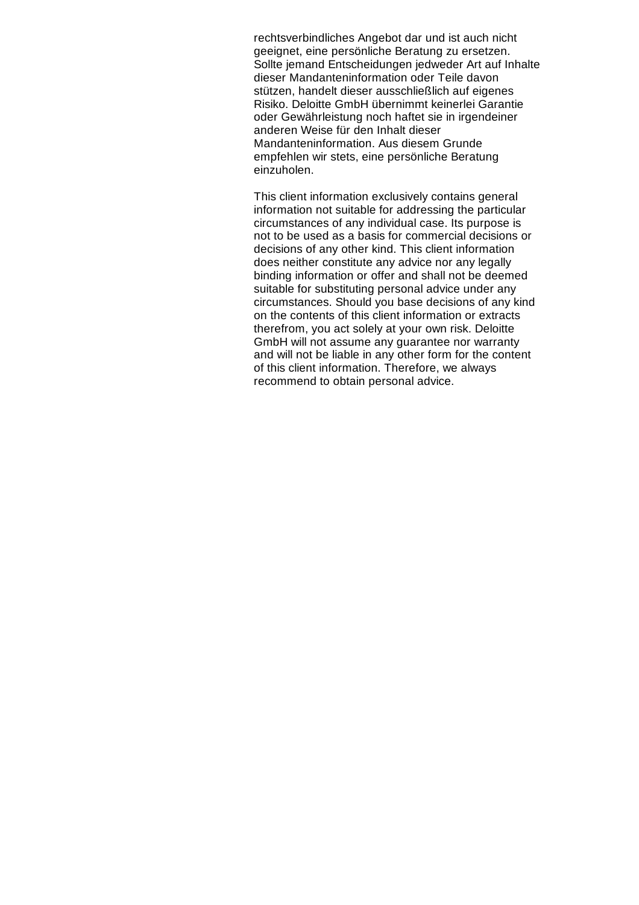rechtsverbindliches Angebot dar und ist auch nicht geeignet, eine persönliche Beratung zu ersetzen. Sollte jemand Entscheidungen jedweder Art auf Inhalte dieser Mandanteninformation oder Teile davon stützen, handelt dieser ausschließlich auf eigenes Risiko. Deloitte GmbH übernimmt keinerlei Garantie oder Gewährleistung noch haftet sie in irgendeiner anderen Weise für den Inhalt dieser Mandanteninformation. Aus diesem Grunde empfehlen wir stets, eine persönliche Beratung einzuholen.

This client information exclusively contains general information not suitable for addressing the particular circumstances of any individual case. Its purpose is not to be used as a basis for commercial decisions or decisions of any other kind. This client information does neither constitute any advice nor any legally binding information or offer and shall not be deemed suitable for substituting personal advice under any circumstances. Should you base decisions of any kind on the contents of this client information or extracts therefrom, you act solely at your own risk. Deloitte GmbH will not assume any guarantee nor warranty and will not be liable in any other form for the content of this client information. Therefore, we always recommend to obtain personal advice.